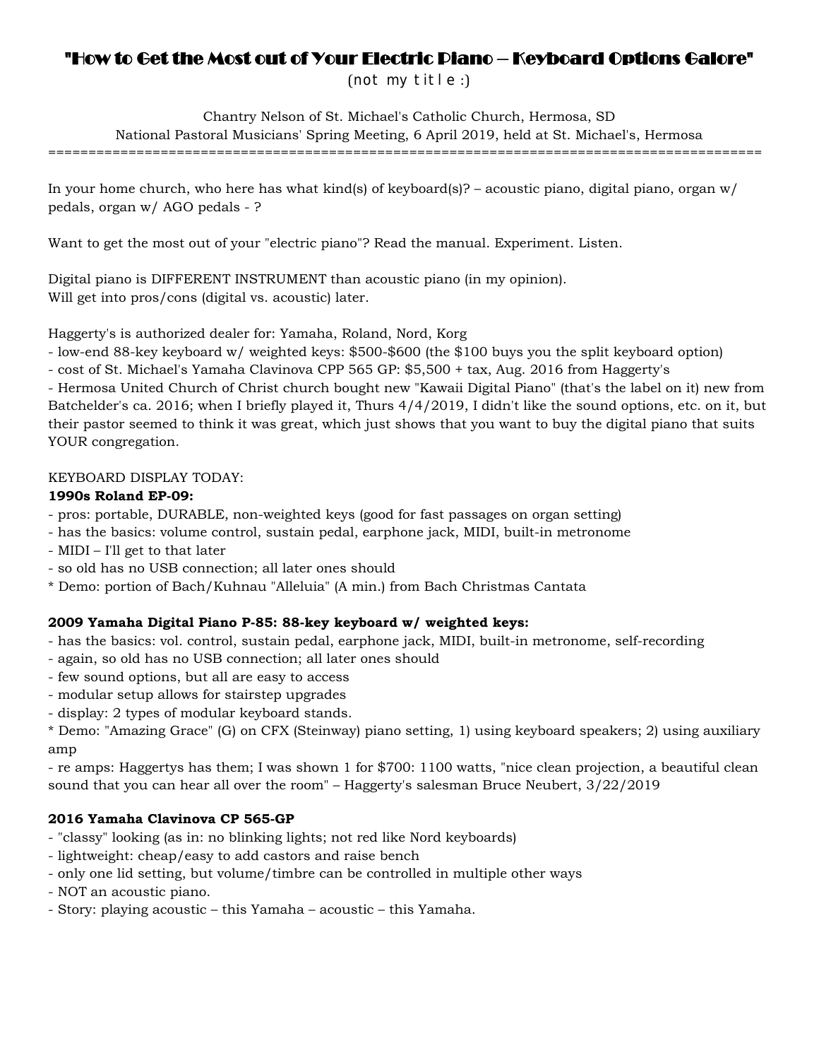# "How to Get the Most out of Your Electric Piano – Keyboard Options Galore"

(not my title :)

Chantry Nelson of St. Michael's Catholic Church, Hermosa, SD
National Pastoral Musicians' Spring Meeting, 6 April 2019, held at St. Michael's, Hermosa

==========================================================================================

In your home church, who here has what kind(s) of keyboard(s)? – acoustic piano, digital piano, organ w/ pedals, organ w/ AGO pedals - ?

Want to get the most out of your "electric piano"? Read the manual. Experiment. Listen.

Digital piano is DIFFERENT INSTRUMENT than acoustic piano (in my opinion).
Will get into pros/cons (digital vs. acoustic) later.

Haggerty's is authorized dealer for: Yamaha, Roland, Nord, Korg
- low-end 88-key keyboard w/ weighted keys: $500-$600 (the $100 buys you the split keyboard option)
- cost of St. Michael's Yamaha Clavinova CPP 565 GP: $5,500 + tax, Aug. 2016 from Haggerty's
- Hermosa United Church of Christ church bought new "Kawaii Digital Piano" (that's the label on it) new from Batchelder's ca. 2016; when I briefly played it, Thurs 4/4/2019, I didn't like the sound options, etc. on it, but their pastor seemed to think it was great, which just shows that you want to buy the digital piano that suits YOUR congregation.

KEYBOARD DISPLAY TODAY:

**1990s Roland EP-09:**
- pros: portable, DURABLE, non-weighted keys (good for fast passages on organ setting)
- has the basics: volume control, sustain pedal, earphone jack, MIDI, built-in metronome
- MIDI – I'll get to that later
- so old has no USB connection; all later ones should

* Demo: portion of Bach/Kuhnau "Alleluia" (A min.) from Bach Christmas Cantata

**2009 Yamaha Digital Piano P-85: 88-key keyboard w/ weighted keys:**
- has the basics: vol. control, sustain pedal, earphone jack, MIDI, built-in metronome, self-recording
- again, so old has no USB connection; all later ones should
- few sound options, but all are easy to access
- modular setup allows for stairstep upgrades
- display: 2 types of modular keyboard stands.

* Demo: "Amazing Grace" (G) on CFX (Steinway) piano setting, 1) using keyboard speakers; 2) using auxiliary amp

- re amps: Haggertys has them; I was shown 1 for $700: 1100 watts, "nice clean projection, a beautiful clean sound that you can hear all over the room" – Haggerty's salesman Bruce Neubert, 3/22/2019

**2016 Yamaha Clavinova CP 565-GP**
- "classy" looking (as in: no blinking lights; not red like Nord keyboards)
- lightweight: cheap/easy to add castors and raise bench
- only one lid setting, but volume/timbre can be controlled in multiple other ways
- NOT an acoustic piano.
- Story: playing acoustic – this Yamaha – acoustic – this Yamaha.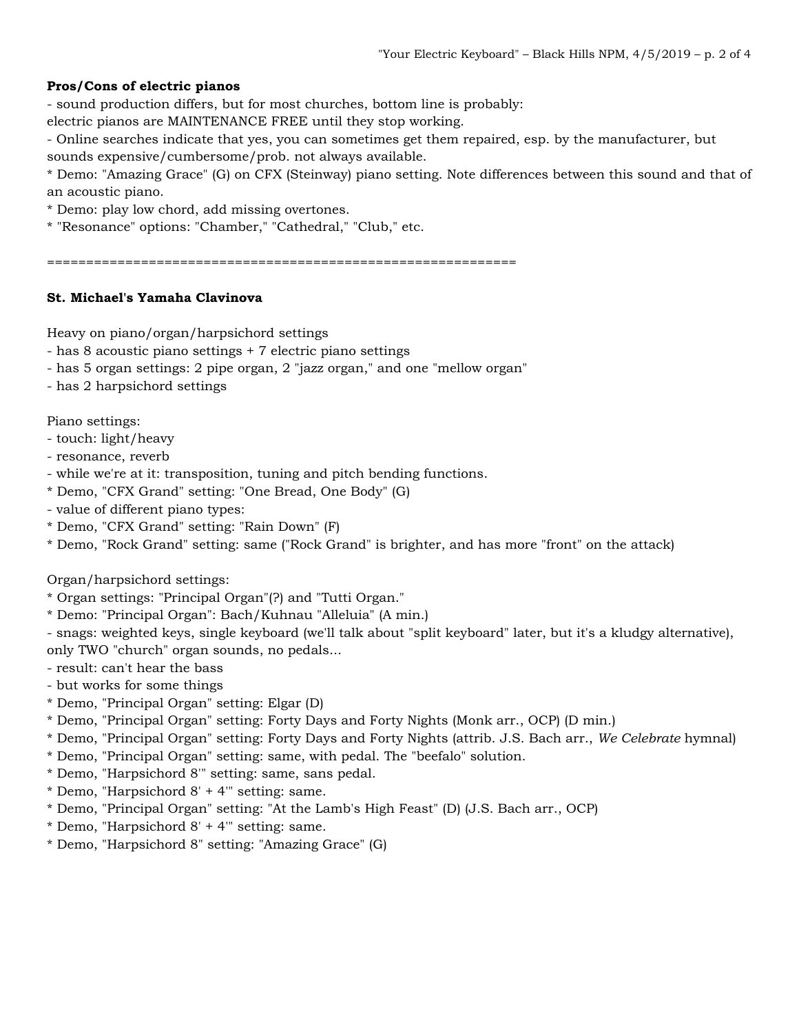**Pros/Cons of electric pianos**

- sound production differs, but for most churches, bottom line is probably:
electric pianos are MAINTENANCE FREE until they stop working.
- Online searches indicate that yes, you can sometimes get them repaired, esp. by the manufacturer, but sounds expensive/cumbersome/prob. not always available.

* Demo: "Amazing Grace" (G) on CFX (Steinway) piano setting. Note differences between this sound and that of an acoustic piano.
* Demo: play low chord, add missing overtones.
* "Resonance" options: "Chamber," "Cathedral," "Club," etc.

============================================================

**St. Michael's Yamaha Clavinova**

Heavy on piano/organ/harpsichord settings

- has 8 acoustic piano settings + 7 electric piano settings
- has 5 organ settings: 2 pipe organ, 2 "jazz organ," and one "mellow organ"
- has 2 harpsichord settings

Piano settings:

- touch: light/heavy
- resonance, reverb
- while we're at it: transposition, tuning and pitch bending functions.

* Demo, "CFX Grand" setting: "One Bread, One Body" (G)

- value of different piano types:

* Demo, "CFX Grand" setting: "Rain Down" (F)
* Demo, "Rock Grand" setting: same ("Rock Grand" is brighter, and has more "front" on the attack)

Organ/harpsichord settings:

* Organ settings: "Principal Organ"(?) and "Tutti Organ."
* Demo: "Principal Organ": Bach/Kuhnau "Alleluia" (A min.)

- snags: weighted keys, single keyboard (we'll talk about "split keyboard" later, but it's a kludgy alternative), only TWO "church" organ sounds, no pedals...
- result: can't hear the bass
- but works for some things

* Demo, "Principal Organ" setting: Elgar (D)
* Demo, "Principal Organ" setting: Forty Days and Forty Nights (Monk arr., OCP) (D min.)
* Demo, "Principal Organ" setting: Forty Days and Forty Nights (attrib. J.S. Bach arr., *We Celebrate* hymnal)
* Demo, "Principal Organ" setting: same, with pedal. The "beefalo" solution.
* Demo, "Harpsichord 8'" setting: same, sans pedal.
* Demo, "Harpsichord 8' + 4'" setting: same.
* Demo, "Principal Organ" setting: "At the Lamb's High Feast" (D) (J.S. Bach arr., OCP)
* Demo, "Harpsichord 8' + 4'" setting: same.
* Demo, "Harpsichord 8" setting: "Amazing Grace" (G)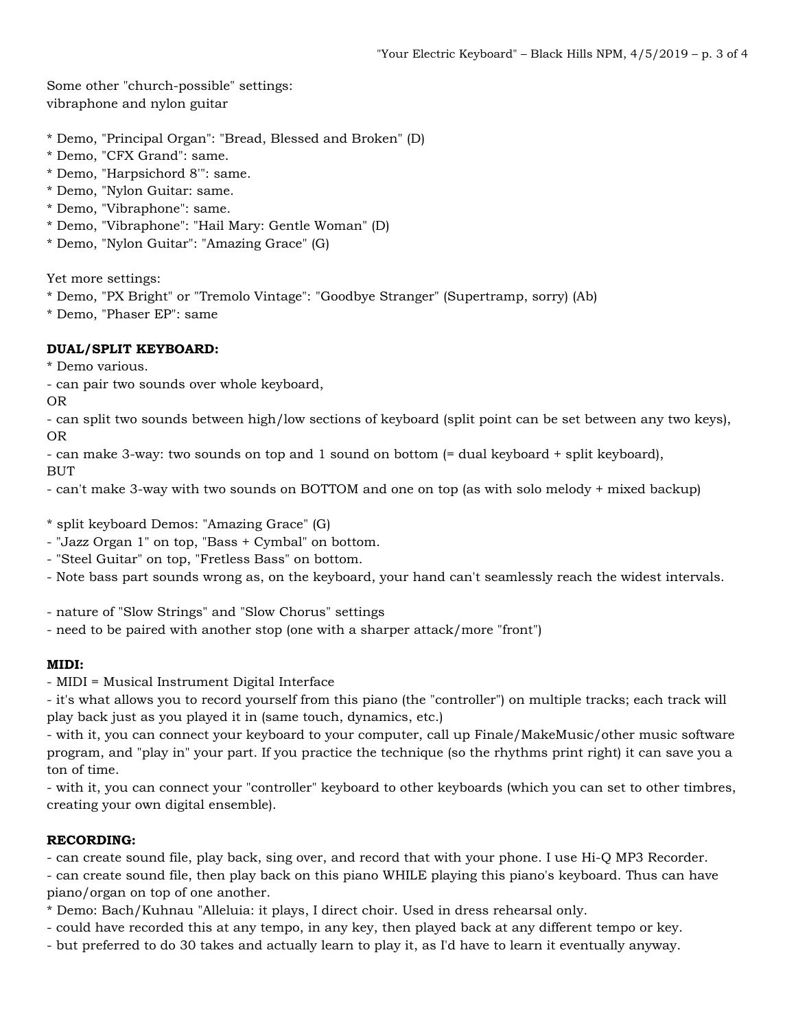Some other "church-possible" settings:
vibraphone and nylon guitar

* Demo, "Principal Organ": "Bread, Blessed and Broken" (D)
* Demo, "CFX Grand": same.
* Demo, "Harpsichord 8'": same.
* Demo, "Nylon Guitar: same.
* Demo, "Vibraphone": same.
* Demo, "Vibraphone": "Hail Mary: Gentle Woman" (D)
* Demo, "Nylon Guitar": "Amazing Grace" (G)

Yet more settings:
* Demo, "PX Bright" or "Tremolo Vintage": "Goodbye Stranger" (Supertramp, sorry) (Ab)
* Demo, "Phaser EP": same

**DUAL/SPLIT KEYBOARD:**
* Demo various.
- can pair two sounds over whole keyboard,

OR
- can split two sounds between high/low sections of keyboard (split point can be set between any two keys),

OR
- can make 3-way: two sounds on top and 1 sound on bottom (= dual keyboard + split keyboard),

BUT
- can't make 3-way with two sounds on BOTTOM and one on top (as with solo melody + mixed backup)

* split keyboard Demos: "Amazing Grace" (G)
- "Jazz Organ 1" on top, "Bass + Cymbal" on bottom.
- "Steel Guitar" on top, "Fretless Bass" on bottom.
- Note bass part sounds wrong as, on the keyboard, your hand can't seamlessly reach the widest intervals.

- nature of "Slow Strings" and "Slow Chorus" settings
- need to be paired with another stop (one with a sharper attack/more "front")

**MIDI:**
- MIDI = Musical Instrument Digital Interface
- it's what allows you to record yourself from this piano (the "controller") on multiple tracks; each track will play back just as you played it in (same touch, dynamics, etc.)
- with it, you can connect your keyboard to your computer, call up Finale/MakeMusic/other music software program, and "play in" your part. If you practice the technique (so the rhythms print right) it can save you a ton of time.
- with it, you can connect your "controller" keyboard to other keyboards (which you can set to other timbres, creating your own digital ensemble).

**RECORDING:**
- can create sound file, play back, sing over, and record that with your phone. I use Hi-Q MP3 Recorder.
- can create sound file, then play back on this piano WHILE playing this piano's keyboard. Thus can have piano/organ on top of one another.
* Demo: Bach/Kuhnau "Alleluia: it plays, I direct choir. Used in dress rehearsal only.
- could have recorded this at any tempo, in any key, then played back at any different tempo or key.
- but preferred to do 30 takes and actually learn to play it, as I'd have to learn it eventually anyway.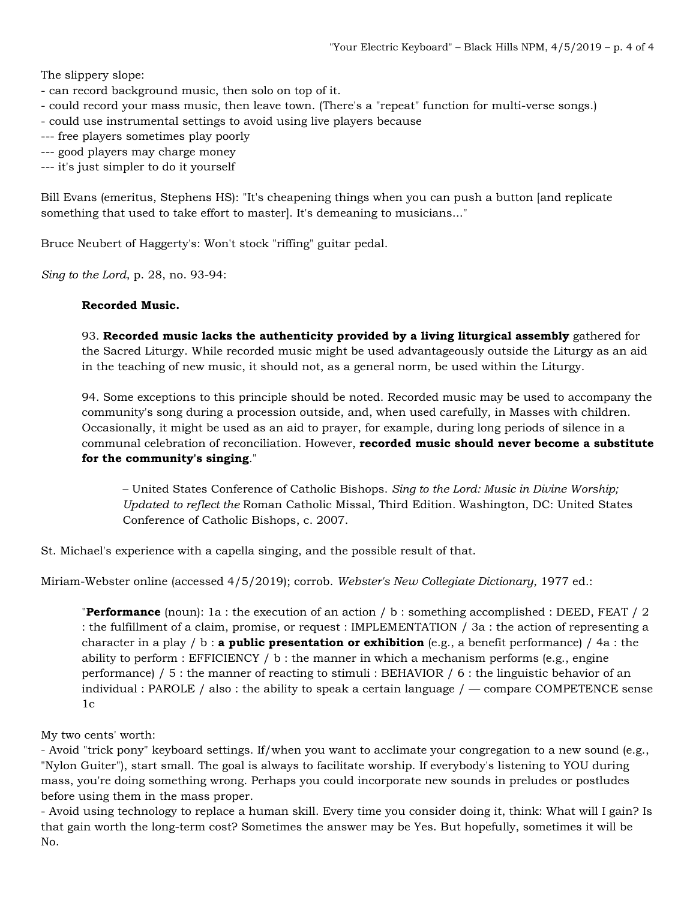The slippery slope:
- can record background music, then solo on top of it.
- could record your mass music, then leave town. (There's a "repeat" function for multi-verse songs.)
- could use instrumental settings to avoid using live players because
--- free players sometimes play poorly
--- good players may charge money
--- it's just simpler to do it yourself

Bill Evans (emeritus, Stephens HS): "It's cheapening things when you can push a button [and replicate something that used to take effort to master]. It's demeaning to musicians..."

Bruce Neubert of Haggerty's: Won't stock "riffing" guitar pedal.

*Sing to the Lord*, p. 28, no. 93-94:

> **Recorded Music.**
>
> 93. **Recorded music lacks the authenticity provided by a living liturgical assembly** gathered for the Sacred Liturgy. While recorded music might be used advantageously outside the Liturgy as an aid in the teaching of new music, it should not, as a general norm, be used within the Liturgy.
>
> 94. Some exceptions to this principle should be noted. Recorded music may be used to accompany the community's song during a procession outside, and, when used carefully, in Masses with children. Occasionally, it might be used as an aid to prayer, for example, during long periods of silence in a communal celebration of reconciliation. However, **recorded music should never become a substitute for the community's singing**."
>
> > – United States Conference of Catholic Bishops. *Sing to the Lord: Music in Divine Worship; Updated to reflect the* Roman Catholic Missal, Third Edition. Washington, DC: United States Conference of Catholic Bishops, c. 2007.

St. Michael's experience with a capella singing, and the possible result of that.

Miriam-Webster online (accessed 4/5/2019); corrob. *Webster's New Collegiate Dictionary*, 1977 ed.:

> "**Performance** (noun): 1a : the execution of an action / b : something accomplished : DEED, FEAT / 2 : the fulfillment of a claim, promise, or request : IMPLEMENTATION / 3a : the action of representing a character in a play / b : **a public presentation or exhibition** (e.g., a benefit performance) / 4a : the ability to perform : EFFICIENCY / b : the manner in which a mechanism performs (e.g., engine performance) / 5 : the manner of reacting to stimuli : BEHAVIOR / 6 : the linguistic behavior of an individual : PAROLE / also : the ability to speak a certain language / — compare COMPETENCE sense 1c

My two cents' worth:
- Avoid "trick pony" keyboard settings. If/when you want to acclimate your congregation to a new sound (e.g., "Nylon Guiter"), start small. The goal is always to facilitate worship. If everybody's listening to YOU during mass, you're doing something wrong. Perhaps you could incorporate new sounds in preludes or postludes before using them in the mass proper.
- Avoid using technology to replace a human skill. Every time you consider doing it, think: What will I gain? Is that gain worth the long-term cost? Sometimes the answer may be Yes. But hopefully, sometimes it will be No.